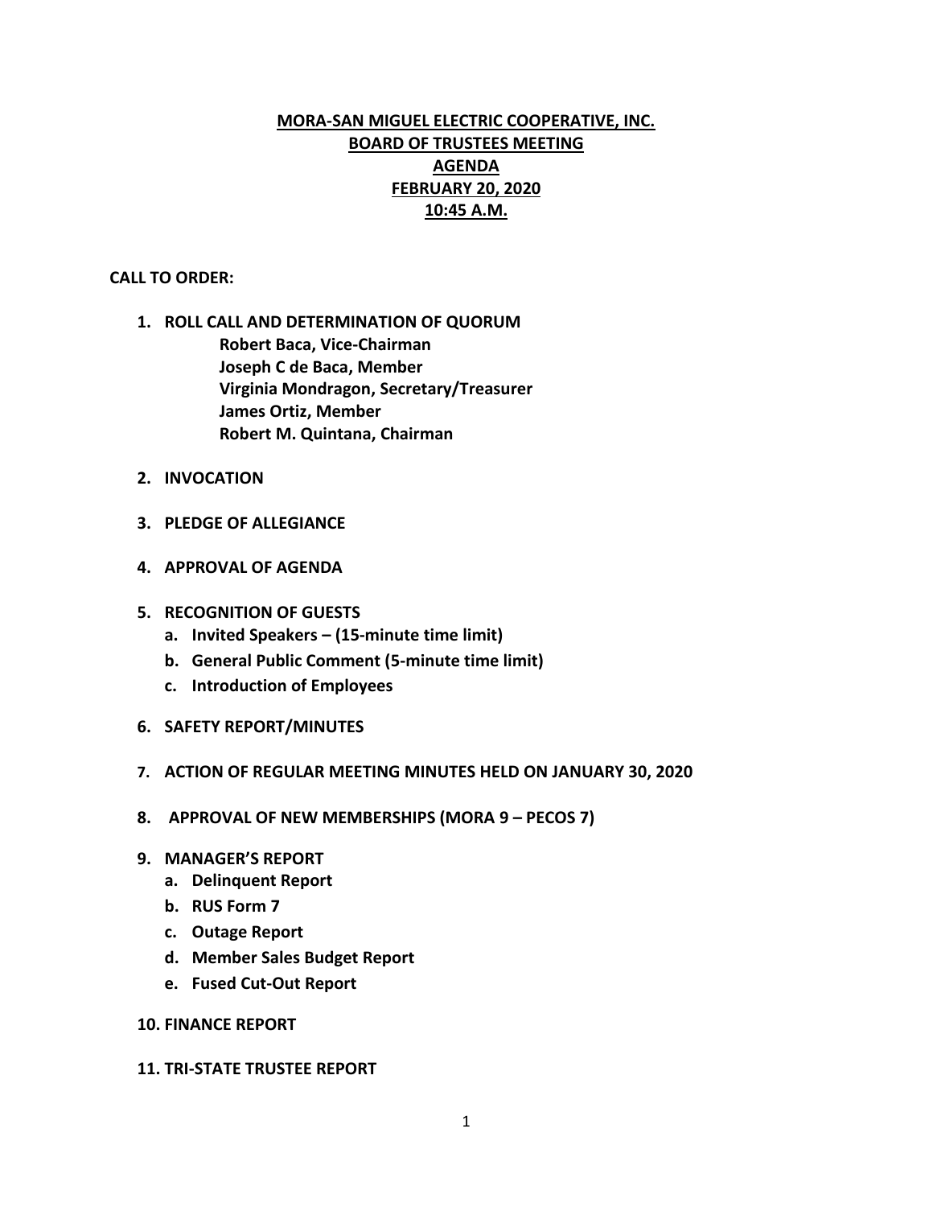# MORA-SAN MIGUEL ELECTRIC COOPERATIVE, INC.
## BOARD OF TRUSTEES MEETING
## AGENDA
## FEBRUARY 20, 2020
## 10:45 A.M.

**CALL TO ORDER:**

1. **ROLL CALL AND DETERMINATION OF QUORUM**
   - **Robert Baca, Vice-Chairman**
   - **Joseph C de Baca, Member**
   - **Virginia Mondragon, Secretary/Treasurer**
   - **James Ortiz, Member**
   - **Robert M. Quintana, Chairman**
2. **INVOCATION**
3. **PLEDGE OF ALLEGIANCE**
4. **APPROVAL OF AGENDA**
5. **RECOGNITION OF GUESTS**
   - a. **Invited Speakers – (15-minute time limit)**
   - b. **General Public Comment (5-minute time limit)**
   - c. **Introduction of Employees**
6. **SAFETY REPORT/MINUTES**
7. **ACTION OF REGULAR MEETING MINUTES HELD ON JANUARY 30, 2020**
8. **APPROVAL OF NEW MEMBERSHIPS (MORA 9 – PECOS 7)**
9. **MANAGER'S REPORT**
   - a. **Delinquent Report**
   - b. **RUS Form 7**
   - c. **Outage Report**
   - d. **Member Sales Budget Report**
   - e. **Fused Cut-Out Report**
10. **FINANCE REPORT**
11. **TRI-STATE TRUSTEE REPORT**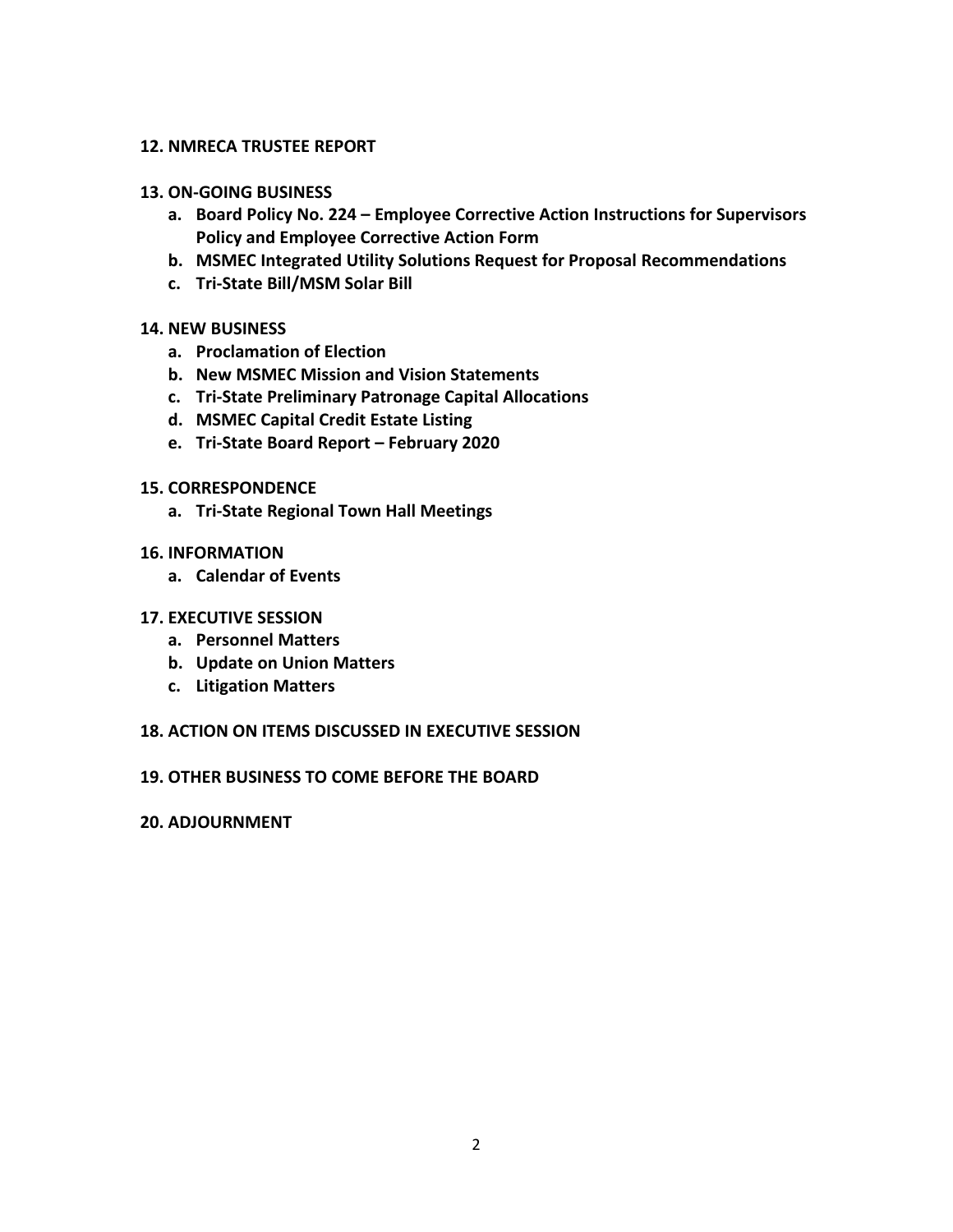**12. NMRECA TRUSTEE REPORT**

**13. ON-GOING BUSINESS**

- **a. Board Policy No. 224 – Employee Corrective Action Instructions for Supervisors Policy and Employee Corrective Action Form**
- **b. MSMEC Integrated Utility Solutions Request for Proposal Recommendations**
- **c. Tri-State Bill/MSM Solar Bill**

**14. NEW BUSINESS**

- **a. Proclamation of Election**
- **b. New MSMEC Mission and Vision Statements**
- **c. Tri-State Preliminary Patronage Capital Allocations**
- **d. MSMEC Capital Credit Estate Listing**
- **e. Tri-State Board Report – February 2020**

**15. CORRESPONDENCE**

- **a. Tri-State Regional Town Hall Meetings**

**16. INFORMATION**

- **a. Calendar of Events**

**17. EXECUTIVE SESSION**

- **a. Personnel Matters**
- **b. Update on Union Matters**
- **c. Litigation Matters**

**18. ACTION ON ITEMS DISCUSSED IN EXECUTIVE SESSION**

**19. OTHER BUSINESS TO COME BEFORE THE BOARD**

**20. ADJOURNMENT**